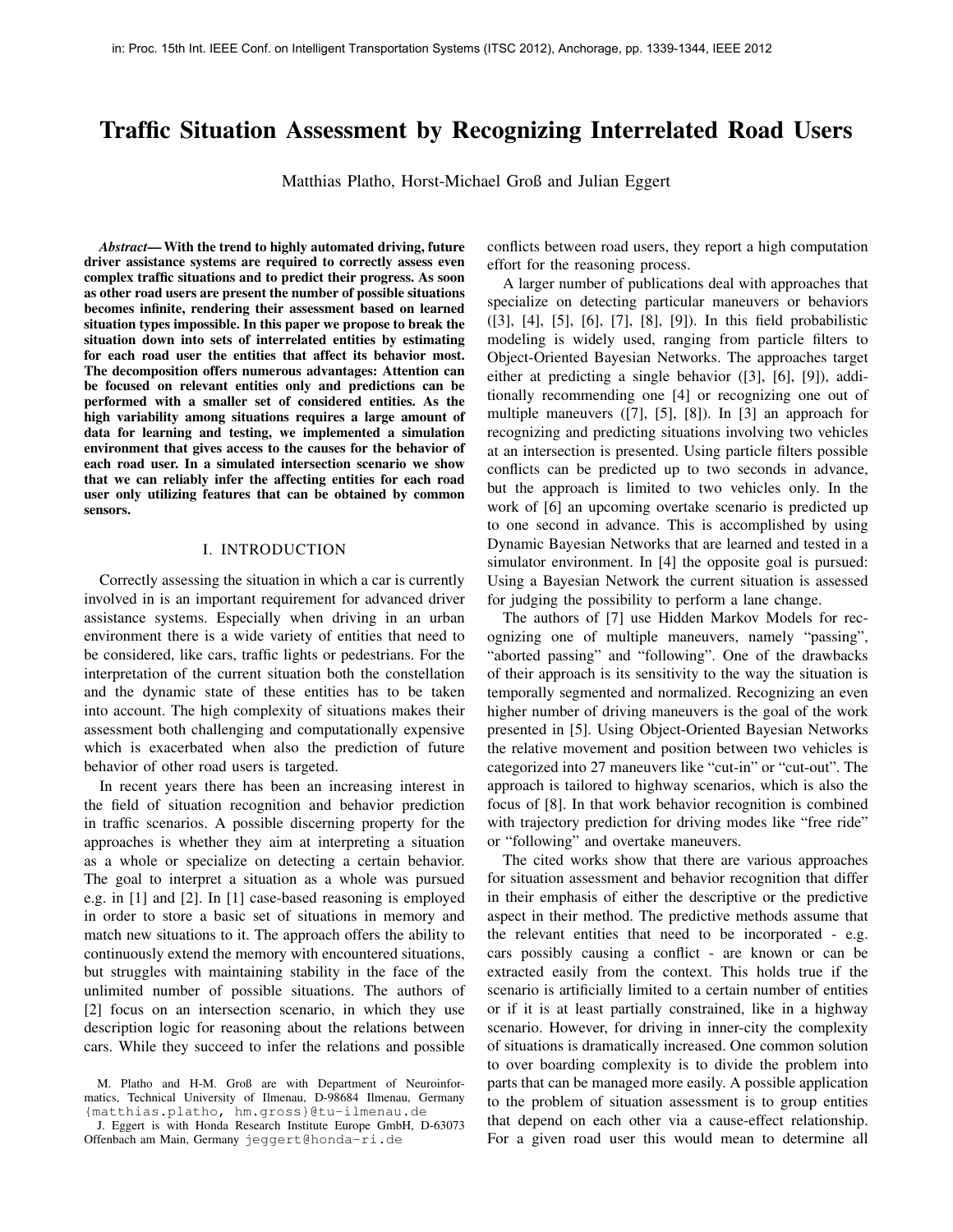in: Proc. 15th Int. IEEE Conf. on Intelligent Transportation Systems (ITSC 2012), Anchorage, pp. 1339-1344, IEEE 2012

# Traffic Situation Assessment by Recognizing Interrelated Road Users

Matthias Platho, Horst-Michael Groß and Julian Eggert

***Abstract*— With the trend to highly automated driving, future driver assistance systems are required to correctly assess even complex traffic situations and to predict their progress. As soon as other road users are present the number of possible situations becomes infinite, rendering their assessment based on learned situation types impossible. In this paper we propose to break the situation down into sets of interrelated entities by estimating for each road user the entities that affect its behavior most. The decomposition offers numerous advantages: Attention can be focused on relevant entities only and predictions can be performed with a smaller set of considered entities. As the high variability among situations requires a large amount of data for learning and testing, we implemented a simulation environment that gives access to the causes for the behavior of each road user. In a simulated intersection scenario we show that we can reliably infer the affecting entities for each road user only utilizing features that can be obtained by common sensors.**

## I. INTRODUCTION

Correctly assessing the situation in which a car is currently involved in is an important requirement for advanced driver assistance systems. Especially when driving in an urban environment there is a wide variety of entities that need to be considered, like cars, traffic lights or pedestrians. For the interpretation of the current situation both the constellation and the dynamic state of these entities has to be taken into account. The high complexity of situations makes their assessment both challenging and computationally expensive which is exacerbated when also the prediction of future behavior of other road users is targeted.

In recent years there has been an increasing interest in the field of situation recognition and behavior prediction in traffic scenarios. A possible discerning property for the approaches is whether they aim at interpreting a situation as a whole or specialize on detecting a certain behavior. The goal to interpret a situation as a whole was pursued e.g. in [1] and [2]. In [1] case-based reasoning is employed in order to store a basic set of situations in memory and match new situations to it. The approach offers the ability to continuously extend the memory with encountered situations, but struggles with maintaining stability in the face of the unlimited number of possible situations. The authors of [2] focus on an intersection scenario, in which they use description logic for reasoning about the relations between cars. While they succeed to infer the relations and possible conflicts between road users, they report a high computation effort for the reasoning process.

A larger number of publications deal with approaches that specialize on detecting particular maneuvers or behaviors ([3], [4], [5], [6], [7], [8], [9]). In this field probabilistic modeling is widely used, ranging from particle filters to Object-Oriented Bayesian Networks. The approaches target either at predicting a single behavior ([3], [6], [9]), additionally recommending one [4] or recognizing one out of multiple maneuvers ([7], [5], [8]). In [3] an approach for recognizing and predicting situations involving two vehicles at an intersection is presented. Using particle filters possible conflicts can be predicted up to two seconds in advance, but the approach is limited to two vehicles only. In the work of [6] an upcoming overtake scenario is predicted up to one second in advance. This is accomplished by using Dynamic Bayesian Networks that are learned and tested in a simulator environment. In [4] the opposite goal is pursued: Using a Bayesian Network the current situation is assessed for judging the possibility to perform a lane change.

The authors of [7] use Hidden Markov Models for recognizing one of multiple maneuvers, namely "passing", "aborted passing" and "following". One of the drawbacks of their approach is its sensitivity to the way the situation is temporally segmented and normalized. Recognizing an even higher number of driving maneuvers is the goal of the work presented in [5]. Using Object-Oriented Bayesian Networks the relative movement and position between two vehicles is categorized into 27 maneuvers like "cut-in" or "cut-out". The approach is tailored to highway scenarios, which is also the focus of [8]. In that work behavior recognition is combined with trajectory prediction for driving modes like "free ride" or "following" and overtake maneuvers.

The cited works show that there are various approaches for situation assessment and behavior recognition that differ in their emphasis of either the descriptive or the predictive aspect in their method. The predictive methods assume that the relevant entities that need to be incorporated - e.g. cars possibly causing a conflict - are known or can be extracted easily from the context. This holds true if the scenario is artificially limited to a certain number of entities or if it is at least partially constrained, like in a highway scenario. However, for driving in inner-city the complexity of situations is dramatically increased. One common solution to over boarding complexity is to divide the problem into parts that can be managed more easily. A possible application to the problem of situation assessment is to group entities that depend on each other via a cause-effect relationship. For a given road user this would mean to determine all

M. Platho and H-M. Groß are with Department of Neuroinformatics, Technical University of Ilmenau, D-98684 Ilmenau, Germany {matthias.platho, hm.gross}@tu-ilmenau.de

J. Eggert is with Honda Research Institute Europe GmbH, D-63073 Offenbach am Main, Germany jeggert@honda-ri.de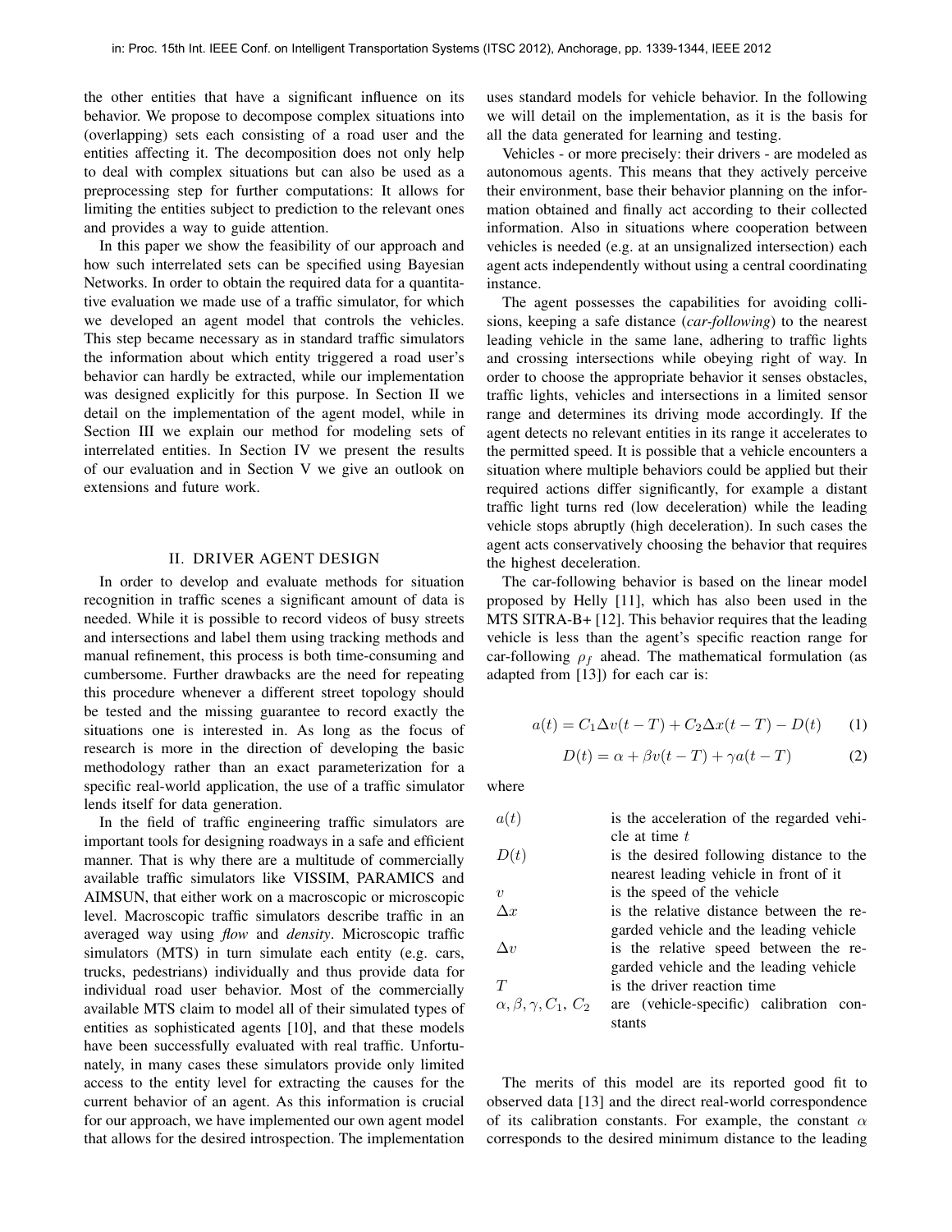the other entities that have a significant influence on its behavior. We propose to decompose complex situations into (overlapping) sets each consisting of a road user and the entities affecting it. The decomposition does not only help to deal with complex situations but can also be used as a preprocessing step for further computations: It allows for limiting the entities subject to prediction to the relevant ones and provides a way to guide attention.

In this paper we show the feasibility of our approach and how such interrelated sets can be specified using Bayesian Networks. In order to obtain the required data for a quantitative evaluation we made use of a traffic simulator, for which we developed an agent model that controls the vehicles. This step became necessary as in standard traffic simulators the information about which entity triggered a road user's behavior can hardly be extracted, while our implementation was designed explicitly for this purpose. In Section II we detail on the implementation of the agent model, while in Section III we explain our method for modeling sets of interrelated entities. In Section IV we present the results of our evaluation and in Section V we give an outlook on extensions and future work.

## II. DRIVER AGENT DESIGN

In order to develop and evaluate methods for situation recognition in traffic scenes a significant amount of data is needed. While it is possible to record videos of busy streets and intersections and label them using tracking methods and manual refinement, this process is both time-consuming and cumbersome. Further drawbacks are the need for repeating this procedure whenever a different street topology should be tested and the missing guarantee to record exactly the situations one is interested in. As long as the focus of research is more in the direction of developing the basic methodology rather than an exact parameterization for a specific real-world application, the use of a traffic simulator lends itself for data generation.

In the field of traffic engineering traffic simulators are important tools for designing roadways in a safe and efficient manner. That is why there are a multitude of commercially available traffic simulators like VISSIM, PARAMICS and AIMSUN, that either work on a macroscopic or microscopic level. Macroscopic traffic simulators describe traffic in an averaged way using *flow* and *density*. Microscopic traffic simulators (MTS) in turn simulate each entity (e.g. cars, trucks, pedestrians) individually and thus provide data for individual road user behavior. Most of the commercially available MTS claim to model all of their simulated types of entities as sophisticated agents [10], and that these models have been successfully evaluated with real traffic. Unfortunately, in many cases these simulators provide only limited access to the entity level for extracting the causes for the current behavior of an agent. As this information is crucial for our approach, we have implemented our own agent model that allows for the desired introspection. The implementation uses standard models for vehicle behavior. In the following we will detail on the implementation, as it is the basis for all the data generated for learning and testing.

Vehicles - or more precisely: their drivers - are modeled as autonomous agents. This means that they actively perceive their environment, base their behavior planning on the information obtained and finally act according to their collected information. Also in situations where cooperation between vehicles is needed (e.g. at an unsignalized intersection) each agent acts independently without using a central coordinating instance.

The agent possesses the capabilities for avoiding collisions, keeping a safe distance (*car-following*) to the nearest leading vehicle in the same lane, adhering to traffic lights and crossing intersections while obeying right of way. In order to choose the appropriate behavior it senses obstacles, traffic lights, vehicles and intersections in a limited sensor range and determines its driving mode accordingly. If the agent detects no relevant entities in its range it accelerates to the permitted speed. It is possible that a vehicle encounters a situation where multiple behaviors could be applied but their required actions differ significantly, for example a distant traffic light turns red (low deceleration) while the leading vehicle stops abruptly (high deceleration). In such cases the agent acts conservatively choosing the behavior that requires the highest deceleration.

The car-following behavior is based on the linear model proposed by Helly [11], which has also been used in the MTS SITRA-B+ [12]. This behavior requires that the leading vehicle is less than the agent's specific reaction range for car-following $\rho_f$ ahead. The mathematical formulation (as adapted from [13]) for each car is:

$$a(t) = C_1 \Delta v(t - T) + C_2 \Delta x(t - T) - D(t) \quad (1)$$

$$D(t) = \alpha + \beta v(t - T) + \gamma a(t - T) \quad (2)$$

where

| | |
|---|---|
| $a(t)$ | is the acceleration of the regarded vehicle at time $t$ |
| $D(t)$ | is the desired following distance to the nearest leading vehicle in front of it |
| $v$ | is the speed of the vehicle |
| $\Delta x$ | is the relative distance between the regarded vehicle and the leading vehicle |
| $\Delta v$ | is the relative speed between the regarded vehicle and the leading vehicle |
| $T$ | is the driver reaction time |
| $\alpha, \beta, \gamma, C_1, C_2$ | are (vehicle-specific) calibration constants |

The merits of this model are its reported good fit to observed data [13] and the direct real-world correspondence of its calibration constants. For example, the constant $\alpha$ corresponds to the desired minimum distance to the leading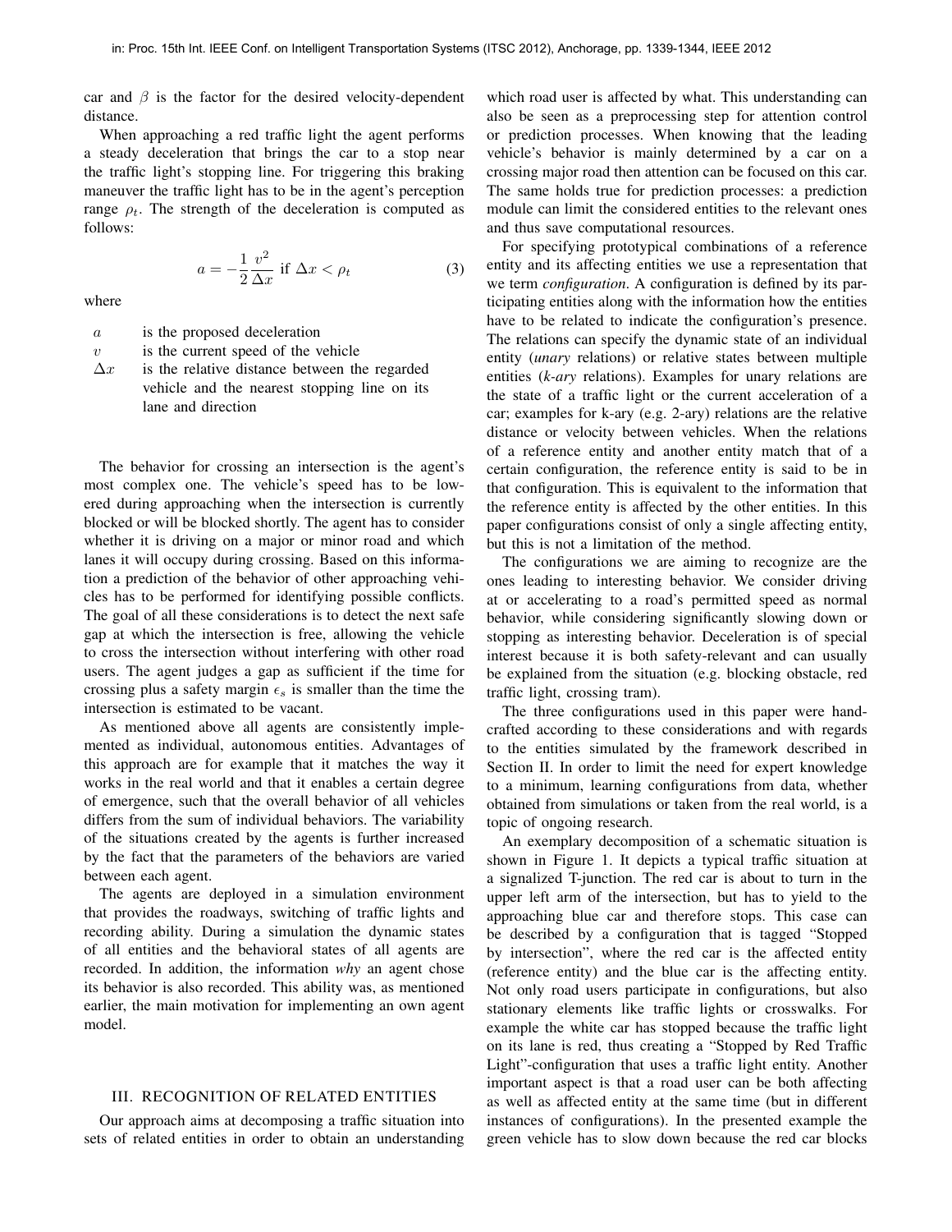car and $\beta$ is the factor for the desired velocity-dependent distance.

When approaching a red traffic light the agent performs a steady deceleration that brings the car to a stop near the traffic light's stopping line. For triggering this braking maneuver the traffic light has to be in the agent's perception range $\rho_t$. The strength of the deceleration is computed as follows:

$$a = -\frac{1}{2}\frac{v^2}{\Delta x} \text{ if } \Delta x < \rho_t \tag{3}$$

where

- $a$ is the proposed deceleration
- $v$ is the current speed of the vehicle
- $\Delta x$ is the relative distance between the regarded vehicle and the nearest stopping line on its lane and direction

The behavior for crossing an intersection is the agent's most complex one. The vehicle's speed has to be lowered during approaching when the intersection is currently blocked or will be blocked shortly. The agent has to consider whether it is driving on a major or minor road and which lanes it will occupy during crossing. Based on this information a prediction of the behavior of other approaching vehicles has to be performed for identifying possible conflicts. The goal of all these considerations is to detect the next safe gap at which the intersection is free, allowing the vehicle to cross the intersection without interfering with other road users. The agent judges a gap as sufficient if the time for crossing plus a safety margin $\epsilon_s$ is smaller than the time the intersection is estimated to be vacant.

As mentioned above all agents are consistently implemented as individual, autonomous entities. Advantages of this approach are for example that it matches the way it works in the real world and that it enables a certain degree of emergence, such that the overall behavior of all vehicles differs from the sum of individual behaviors. The variability of the situations created by the agents is further increased by the fact that the parameters of the behaviors are varied between each agent.

The agents are deployed in a simulation environment that provides the roadways, switching of traffic lights and recording ability. During a simulation the dynamic states of all entities and the behavioral states of all agents are recorded. In addition, the information *why* an agent chose its behavior is also recorded. This ability was, as mentioned earlier, the main motivation for implementing an own agent model.

## III. RECOGNITION OF RELATED ENTITIES

Our approach aims at decomposing a traffic situation into sets of related entities in order to obtain an understanding which road user is affected by what. This understanding can also be seen as a preprocessing step for attention control or prediction processes. When knowing that the leading vehicle's behavior is mainly determined by a car on a crossing major road then attention can be focused on this car. The same holds true for prediction processes: a prediction module can limit the considered entities to the relevant ones and thus save computational resources.

For specifying prototypical combinations of a reference entity and its affecting entities we use a representation that we term *configuration*. A configuration is defined by its participating entities along with the information how the entities have to be related to indicate the configuration's presence. The relations can specify the dynamic state of an individual entity (*unary* relations) or relative states between multiple entities (*k-ary* relations). Examples for unary relations are the state of a traffic light or the current acceleration of a car; examples for k-ary (e.g. 2-ary) relations are the relative distance or velocity between vehicles. When the relations of a reference entity and another entity match that of a certain configuration, the reference entity is said to be in that configuration. This is equivalent to the information that the reference entity is affected by the other entities. In this paper configurations consist of only a single affecting entity, but this is not a limitation of the method.

The configurations we are aiming to recognize are the ones leading to interesting behavior. We consider driving at or accelerating to a road's permitted speed as normal behavior, while considering significantly slowing down or stopping as interesting behavior. Deceleration is of special interest because it is both safety-relevant and can usually be explained from the situation (e.g. blocking obstacle, red traffic light, crossing tram).

The three configurations used in this paper were hand-crafted according to these considerations and with regards to the entities simulated by the framework described in Section II. In order to limit the need for expert knowledge to a minimum, learning configurations from data, whether obtained from simulations or taken from the real world, is a topic of ongoing research.

An exemplary decomposition of a schematic situation is shown in Figure 1. It depicts a typical traffic situation at a signalized T-junction. The red car is about to turn in the upper left arm of the intersection, but has to yield to the approaching blue car and therefore stops. This case can be described by a configuration that is tagged "Stopped by intersection", where the red car is the affected entity (reference entity) and the blue car is the affecting entity. Not only road users participate in configurations, but also stationary elements like traffic lights or crosswalks. For example the white car has stopped because the traffic light on its lane is red, thus creating a "Stopped by Red Traffic Light"-configuration that uses a traffic light entity. Another important aspect is that a road user can be both affecting as well as affected entity at the same time (but in different instances of configurations). In the presented example the green vehicle has to slow down because the red car blocks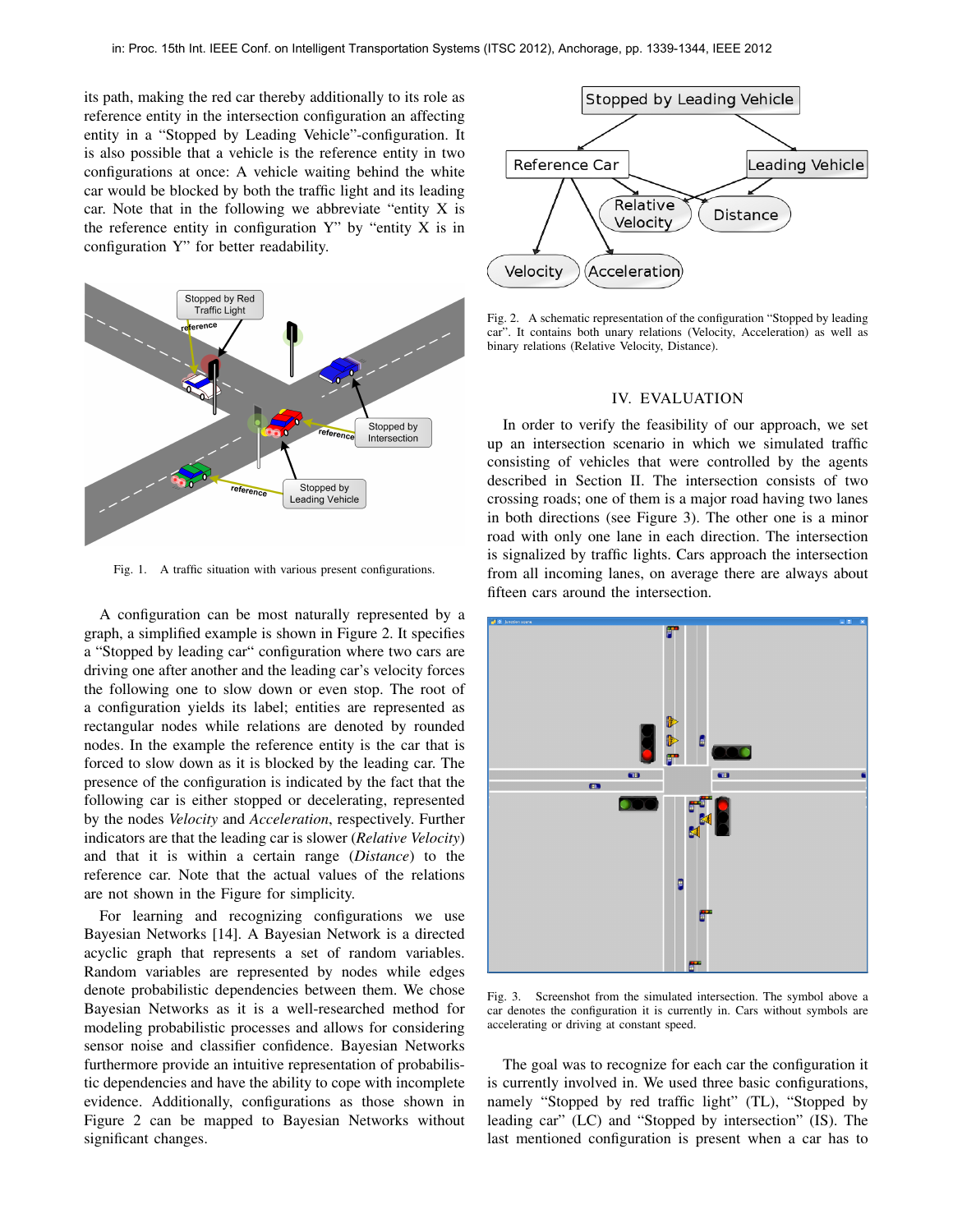its path, making the red car thereby additionally to its role as reference entity in the intersection configuration an affecting entity in a "Stopped by Leading Vehicle"-configuration. It is also possible that a vehicle is the reference entity in two configurations at once: A vehicle waiting behind the white car would be blocked by both the traffic light and its leading car. Note that in the following we abbreviate "entity X is the reference entity in configuration Y" by "entity X is in configuration Y" for better readability.

Fig. 1. A traffic situation with various present configurations.

A configuration can be most naturally represented by a graph, a simplified example is shown in Figure 2. It specifies a "Stopped by leading car" configuration where two cars are driving one after another and the leading car's velocity forces the following one to slow down or even stop. The root of a configuration yields its label; entities are represented as rectangular nodes while relations are denoted by rounded nodes. In the example the reference entity is the car that is forced to slow down as it is blocked by the leading car. The presence of the configuration is indicated by the fact that the following car is either stopped or decelerating, represented by the nodes *Velocity* and *Acceleration*, respectively. Further indicators are that the leading car is slower (*Relative Velocity*) and that it is within a certain range (*Distance*) to the reference car. Note that the actual values of the relations are not shown in the Figure for simplicity.

For learning and recognizing configurations we use Bayesian Networks [14]. A Bayesian Network is a directed acyclic graph that represents a set of random variables. Random variables are represented by nodes while edges denote probabilistic dependencies between them. We chose Bayesian Networks as it is a well-researched method for modeling probabilistic processes and allows for considering sensor noise and classifier confidence. Bayesian Networks furthermore provide an intuitive representation of probabilistic dependencies and have the ability to cope with incomplete evidence. Additionally, configurations as those shown in Figure 2 can be mapped to Bayesian Networks without significant changes.

Fig. 2. A schematic representation of the configuration "Stopped by leading car". It contains both unary relations (Velocity, Acceleration) as well as binary relations (Relative Velocity, Distance).

## IV. EVALUATION

In order to verify the feasibility of our approach, we set up an intersection scenario in which we simulated traffic consisting of vehicles that were controlled by the agents described in Section II. The intersection consists of two crossing roads; one of them is a major road having two lanes in both directions (see Figure 3). The other one is a minor road with only one lane in each direction. The intersection is signalized by traffic lights. Cars approach the intersection from all incoming lanes, on average there are always about fifteen cars around the intersection.

Fig. 3. Screenshot from the simulated intersection. The symbol above a car denotes the configuration it is currently in. Cars without symbols are accelerating or driving at constant speed.

The goal was to recognize for each car the configuration it is currently involved in. We used three basic configurations, namely "Stopped by red traffic light" (TL), "Stopped by leading car" (LC) and "Stopped by intersection" (IS). The last mentioned configuration is present when a car has to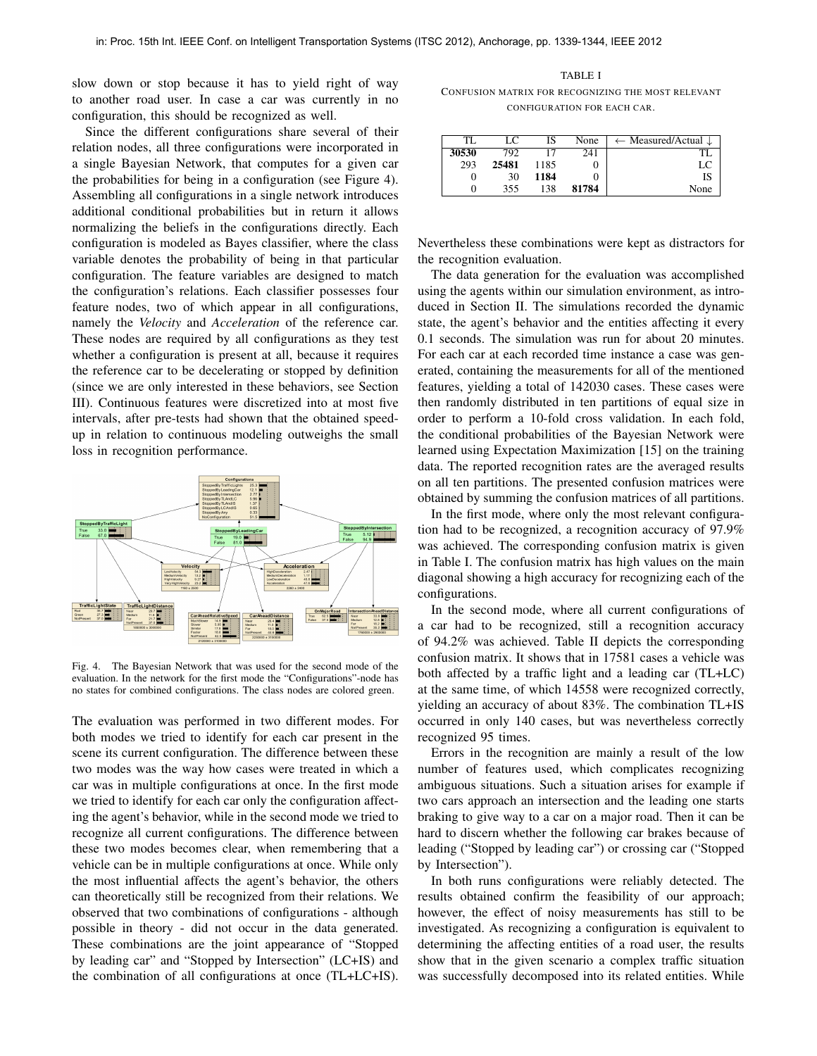slow down or stop because it has to yield right of way to another road user. In case a car was currently in no configuration, this should be recognized as well.

Since the different configurations share several of their relation nodes, all three configurations were incorporated in a single Bayesian Network, that computes for a given car the probabilities for being in a configuration (see Figure 4). Assembling all configurations in a single network introduces additional conditional probabilities but in return it allows normalizing the beliefs in the configurations directly. Each configuration is modeled as Bayes classifier, where the class variable denotes the probability of being in that particular configuration. The feature variables are designed to match the configuration's relations. Each classifier possesses four feature nodes, two of which appear in all configurations, namely the *Velocity* and *Acceleration* of the reference car. These nodes are required by all configurations as they test whether a configuration is present at all, because it requires the reference car to be decelerating or stopped by definition (since we are only interested in these behaviors, see Section III). Continuous features were discretized into at most five intervals, after pre-tests had shown that the obtained speed-up in relation to continuous modeling outweighs the small loss in recognition performance.

Fig. 4. The Bayesian Network that was used for the second mode of the evaluation. In the network for the first mode the "Configurations"-node has no states for combined configurations. The class nodes are colored green.

The evaluation was performed in two different modes. For both modes we tried to identify for each car present in the scene its current configuration. The difference between these two modes was the way how cases were treated in which a car was in multiple configurations at once. In the first mode we tried to identify for each car only the configuration affecting the agent's behavior, while in the second mode we tried to recognize all current configurations. The difference between these two modes becomes clear, when remembering that a vehicle can be in multiple configurations at once. While only the most influential affects the agent's behavior, the others can theoretically still be recognized from their relations. We observed that two combinations of configurations - although possible in theory - did not occur in the data generated. These combinations are the joint appearance of "Stopped by leading car" and "Stopped by Intersection" (LC+IS) and the combination of all configurations at once (TL+LC+IS).

TABLE I

CONFUSION MATRIX FOR RECOGNIZING THE MOST RELEVANT CONFIGURATION FOR EACH CAR.

| TL | LC | IS | None | ← Measured/Actual ↓ |
|---|---|---|---|---|
| **30530** | 792 | 17 | 241 | TL |
| 293 | **25481** | 1185 | 0 | LC |
| 0 | 30 | **1184** | 0 | IS |
| 0 | 355 | 138 | **81784** | None |

Nevertheless these combinations were kept as distractors for the recognition evaluation.

The data generation for the evaluation was accomplished using the agents within our simulation environment, as introduced in Section II. The simulations recorded the dynamic state, the agent's behavior and the entities affecting it every 0.1 seconds. The simulation was run for about 20 minutes. For each car at each recorded time instance a case was generated, containing the measurements for all of the mentioned features, yielding a total of 142030 cases. These cases were then randomly distributed in ten partitions of equal size in order to perform a 10-fold cross validation. In each fold, the conditional probabilities of the Bayesian Network were learned using Expectation Maximization [15] on the training data. The reported recognition rates are the averaged results on all ten partitions. The presented confusion matrices were obtained by summing the confusion matrices of all partitions.

In the first mode, where only the most relevant configuration had to be recognized, a recognition accuracy of 97.9% was achieved. The corresponding confusion matrix is given in Table I. The confusion matrix has high values on the main diagonal showing a high accuracy for recognizing each of the configurations.

In the second mode, where all current configurations of a car had to be recognized, still a recognition accuracy of 94.2% was achieved. Table II depicts the corresponding confusion matrix. It shows that in 17581 cases a vehicle was both affected by a traffic light and a leading car (TL+LC) at the same time, of which 14558 were recognized correctly, yielding an accuracy of about 83%. The combination TL+IS occurred in only 140 cases, but was nevertheless correctly recognized 95 times.

Errors in the recognition are mainly a result of the low number of features used, which complicates recognizing ambiguous situations. Such a situation arises for example if two cars approach an intersection and the leading one starts braking to give way to a car on a major road. Then it can be hard to discern whether the following car brakes because of leading ("Stopped by leading car") or crossing car ("Stopped by Intersection").

In both runs configurations were reliably detected. The results obtained confirm the feasibility of our approach; however, the effect of noisy measurements has still to be investigated. As recognizing a configuration is equivalent to determining the affecting entities of a road user, the results show that in the given scenario a complex traffic situation was successfully decomposed into its related entities. While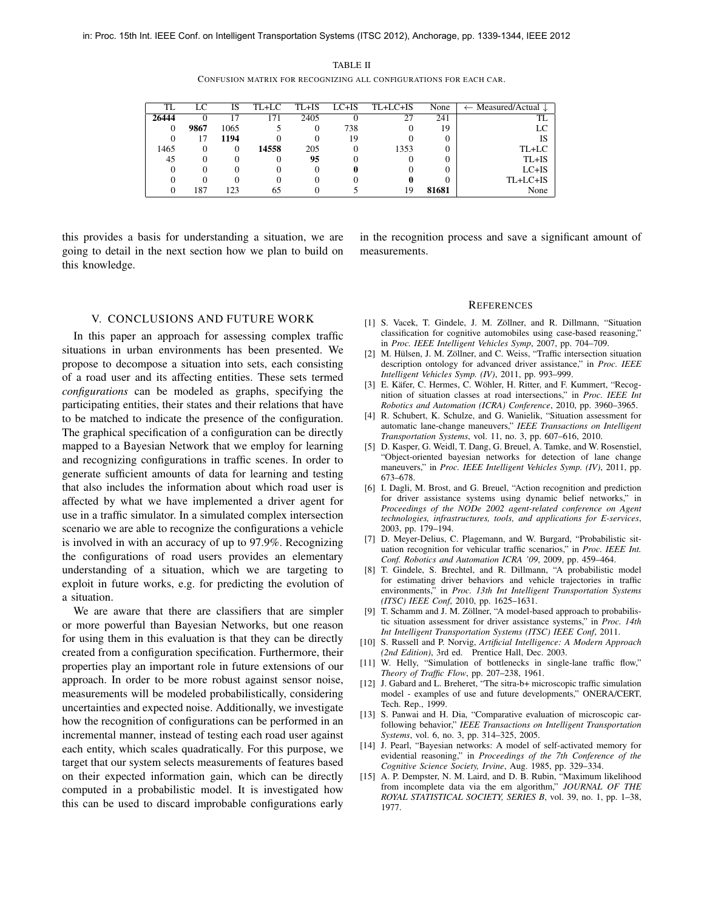TABLE II

CONFUSION MATRIX FOR RECOGNIZING ALL CONFIGURATIONS FOR EACH CAR.

| TL | LC | IS | TL+LC | TL+IS | LC+IS | TL+LC+IS | None | ← Measured/Actual ↓ |
|---|---|---|---|---|---|---|---|---|
| **26444** | 0 | 17 | 171 | 2405 | 0 | 27 | 241 | TL |
| 0 | **9867** | 1065 | 5 | 0 | 738 | 0 | 19 | LC |
| 0 | 17 | **1194** | 0 | 0 | 19 | 0 | 0 | IS |
| 1465 | 0 | 0 | **14558** | 205 | 0 | 1353 | 0 | TL+LC |
| 45 | 0 | 0 | 0 | **95** | 0 | 0 | 0 | TL+IS |
| 0 | 0 | 0 | 0 | 0 | **0** | 0 | 0 | LC+IS |
| 0 | 0 | 0 | 0 | 0 | 0 | **0** | 0 | TL+LC+IS |
| 0 | 187 | 123 | 65 | 0 | 5 | 19 | **81681** | None |

this provides a basis for understanding a situation, we are going to detail in the next section how we plan to build on this knowledge.

## V. CONCLUSIONS AND FUTURE WORK

In this paper an approach for assessing complex traffic situations in urban environments has been presented. We propose to decompose a situation into sets, each consisting of a road user and its affecting entities. These sets termed *configurations* can be modeled as graphs, specifying the participating entities, their states and their relations that have to be matched to indicate the presence of the configuration. The graphical specification of a configuration can be directly mapped to a Bayesian Network that we employ for learning and recognizing configurations in traffic scenes. In order to generate sufficient amounts of data for learning and testing that also includes the information about which road user is affected by what we have implemented a driver agent for use in a traffic simulator. In a simulated complex intersection scenario we are able to recognize the configurations a vehicle is involved in with an accuracy of up to 97.9%. Recognizing the configurations of road users provides an elementary understanding of a situation, which we are targeting to exploit in future works, e.g. for predicting the evolution of a situation.

We are aware that there are classifiers that are simpler or more powerful than Bayesian Networks, but one reason for using them in this evaluation is that they can be directly created from a configuration specification. Furthermore, their properties play an important role in future extensions of our approach. In order to be more robust against sensor noise, measurements will be modeled probabilistically, considering uncertainties and expected noise. Additionally, we investigate how the recognition of configurations can be performed in an incremental manner, instead of testing each road user against each entity, which scales quadratically. For this purpose, we target that our system selects measurements of features based on their expected information gain, which can be directly computed in a probabilistic model. It is investigated how this can be used to discard improbable configurations early in the recognition process and save a significant amount of measurements.

## REFERENCES

[1] S. Vacek, T. Gindele, J. M. Zöllner, and R. Dillmann, "Situation classification for cognitive automobiles using case-based reasoning," in *Proc. IEEE Intelligent Vehicles Symp*, 2007, pp. 704–709.

[2] M. Hülsen, J. M. Zöllner, and C. Weiss, "Traffic intersection situation description ontology for advanced driver assistance," in *Proc. IEEE Intelligent Vehicles Symp. (IV)*, 2011, pp. 993–999.

[3] E. Käfer, C. Hermes, C. Wöhler, H. Ritter, and F. Kummert, "Recognition of situation classes at road intersections," in *Proc. IEEE Int Robotics and Automation (ICRA) Conference*, 2010, pp. 3960–3965.

[4] R. Schubert, K. Schulze, and G. Wanielik, "Situation assessment for automatic lane-change maneuvers," *IEEE Transactions on Intelligent Transportation Systems*, vol. 11, no. 3, pp. 607–616, 2010.

[5] D. Kasper, G. Weidl, T. Dang, G. Breuel, A. Tamke, and W. Rosenstiel, "Object-oriented bayesian networks for detection of lane change maneuvers," in *Proc. IEEE Intelligent Vehicles Symp. (IV)*, 2011, pp. 673–678.

[6] I. Dagli, M. Brost, and G. Breuel, "Action recognition and prediction for driver assistance systems using dynamic belief networks," in *Proceedings of the NODe 2002 agent-related conference on Agent technologies, infrastructures, tools, and applications for E-services*, 2003, pp. 179–194.

[7] D. Meyer-Delius, C. Plagemann, and W. Burgard, "Probabilistic situation recognition for vehicular traffic scenarios," in *Proc. IEEE Int. Conf. Robotics and Automation ICRA '09*, 2009, pp. 459–464.

[8] T. Gindele, S. Brechtel, and R. Dillmann, "A probabilistic model for estimating driver behaviors and vehicle trajectories in traffic environments," in *Proc. 13th Int Intelligent Transportation Systems (ITSC) IEEE Conf*, 2010, pp. 1625–1631.

[9] T. Schamm and J. M. Zöllner, "A model-based approach to probabilistic situation assessment for driver assistance systems," in *Proc. 14th Int Intelligent Transportation Systems (ITSC) IEEE Conf*, 2011.

[10] S. Russell and P. Norvig, *Artificial Intelligence: A Modern Approach (2nd Edition)*, 3rd ed. Prentice Hall, Dec. 2003.

[11] W. Helly, "Simulation of bottlenecks in single-lane traffic flow," *Theory of Traffic Flow*, pp. 207–238, 1961.

[12] J. Gabard and L. Breheret, "The sitra-b+ microscopic traffic simulation model - examples of use and future developments," ONERA/CERT, Tech. Rep., 1999.

[13] S. Panwai and H. Dia, "Comparative evaluation of microscopic car-following behavior," *IEEE Transactions on Intelligent Transportation Systems*, vol. 6, no. 3, pp. 314–325, 2005.

[14] J. Pearl, "Bayesian networks: A model of self-activated memory for evidential reasoning," in *Proceedings of the 7th Conference of the Cognitive Science Society, Irvine*, Aug. 1985, pp. 329–334.

[15] A. P. Dempster, N. M. Laird, and D. B. Rubin, "Maximum likelihood from incomplete data via the em algorithm," *JOURNAL OF THE ROYAL STATISTICAL SOCIETY, SERIES B*, vol. 39, no. 1, pp. 1–38, 1977.